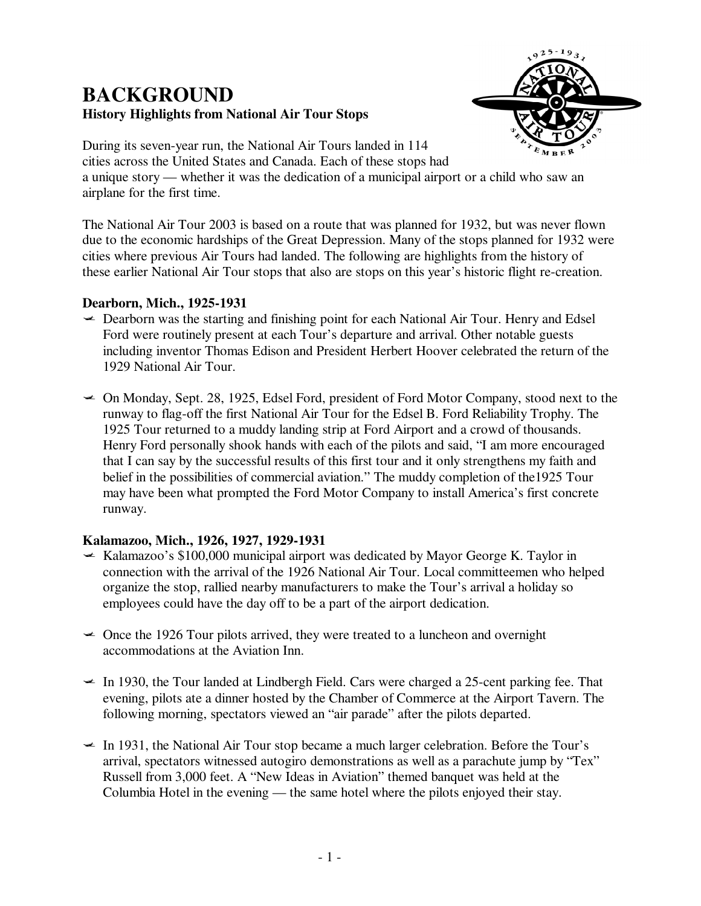# BACKGROUND

**History Highlights from National Air Tour Stops**

During its seven-year run, the National Air Tours landed in 114 cities across the United States and Canada. Each of these stops had a unique story — whether it was the dedication of a municipal airport or a child who saw an airplane for the first time.

The National Air Tour 2003 is based on a route that was planned for 1932, but was never flown due to the economic hardships of the Great Depression. Many of the stops planned for 1932 were cities where previous Air Tours had landed. The following are highlights from the history of these earlier National Air Tour stops that also are stops on this year's historic flight re-creation.

### Dearborn, Mich., 1925-1931

- Dearborn was the starting and finishing point for each National Air Tour. Henry and Edsel Ford were routinely present at each Tour's departure and arrival. Other notable guests including inventor Thomas Edison and President Herbert Hoover celebrated the return of the 1929 National Air Tour.

- On Monday, Sept. 28, 1925, Edsel Ford, president of Ford Motor Company, stood next to the runway to flag-off the first National Air Tour for the Edsel B. Ford Reliability Trophy. The 1925 Tour returned to a muddy landing strip at Ford Airport and a crowd of thousands. Henry Ford personally shook hands with each of the pilots and said, "I am more encouraged that I can say by the successful results of this first tour and it only strengthens my faith and belief in the possibilities of commercial aviation." The muddy completion of the1925 Tour may have been what prompted the Ford Motor Company to install America's first concrete runway.

### Kalamazoo, Mich., 1926, 1927, 1929-1931

- Kalamazoo's $100,000 municipal airport was dedicated by Mayor George K. Taylor in connection with the arrival of the 1926 National Air Tour. Local committeemen who helped organize the stop, rallied nearby manufacturers to make the Tour's arrival a holiday so employees could have the day off to be a part of the airport dedication.

- Once the 1926 Tour pilots arrived, they were treated to a luncheon and overnight accommodations at the Aviation Inn.

- In 1930, the Tour landed at Lindbergh Field. Cars were charged a 25-cent parking fee. That evening, pilots ate a dinner hosted by the Chamber of Commerce at the Airport Tavern. The following morning, spectators viewed an "air parade" after the pilots departed.

- In 1931, the National Air Tour stop became a much larger celebration. Before the Tour's arrival, spectators witnessed autogiro demonstrations as well as a parachute jump by "Tex" Russell from 3,000 feet. A "New Ideas in Aviation" themed banquet was held at the Columbia Hotel in the evening — the same hotel where the pilots enjoyed their stay.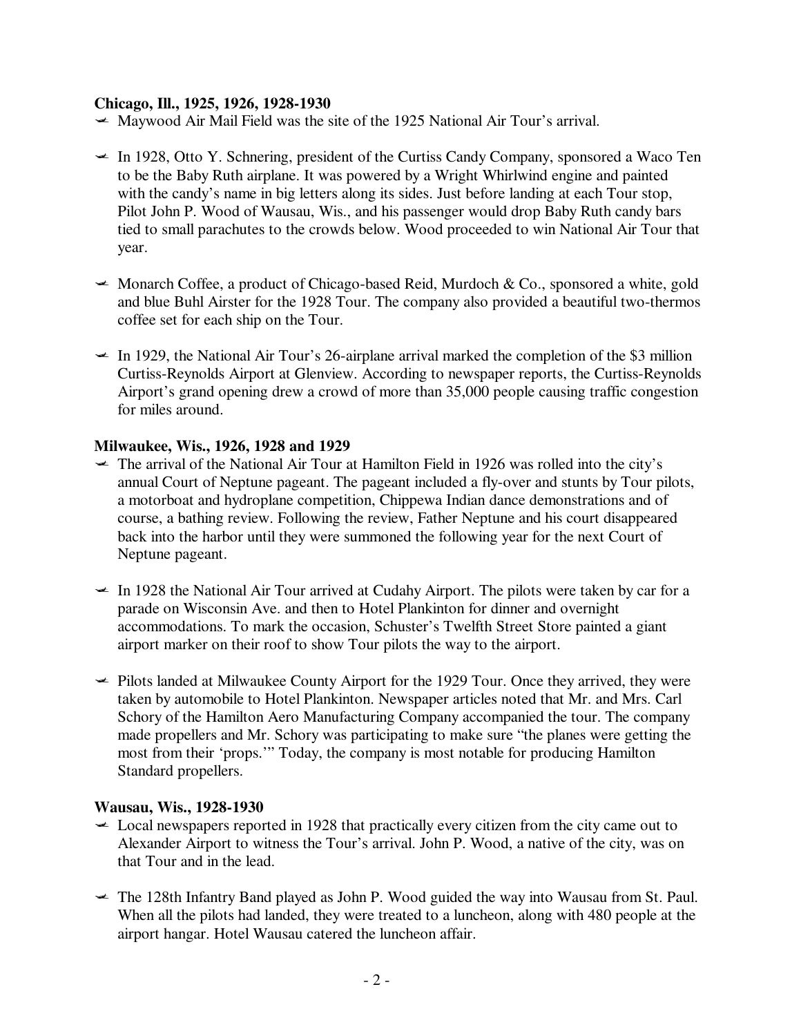**Chicago, Ill., 1925, 1926, 1928-1930**

- Maywood Air Mail Field was the site of the 1925 National Air Tour's arrival.
- In 1928, Otto Y. Schnering, president of the Curtiss Candy Company, sponsored a Waco Ten to be the Baby Ruth airplane. It was powered by a Wright Whirlwind engine and painted with the candy's name in big letters along its sides. Just before landing at each Tour stop, Pilot John P. Wood of Wausau, Wis., and his passenger would drop Baby Ruth candy bars tied to small parachutes to the crowds below. Wood proceeded to win National Air Tour that year.
- Monarch Coffee, a product of Chicago-based Reid, Murdoch & Co., sponsored a white, gold and blue Buhl Airster for the 1928 Tour. The company also provided a beautiful two-thermos coffee set for each ship on the Tour.
- In 1929, the National Air Tour's 26-airplane arrival marked the completion of the $3 million Curtiss-Reynolds Airport at Glenview. According to newspaper reports, the Curtiss-Reynolds Airport's grand opening drew a crowd of more than 35,000 people causing traffic congestion for miles around.

**Milwaukee, Wis., 1926, 1928 and 1929**

- The arrival of the National Air Tour at Hamilton Field in 1926 was rolled into the city's annual Court of Neptune pageant. The pageant included a fly-over and stunts by Tour pilots, a motorboat and hydroplane competition, Chippewa Indian dance demonstrations and of course, a bathing review. Following the review, Father Neptune and his court disappeared back into the harbor until they were summoned the following year for the next Court of Neptune pageant.
- In 1928 the National Air Tour arrived at Cudahy Airport. The pilots were taken by car for a parade on Wisconsin Ave. and then to Hotel Plankinton for dinner and overnight accommodations. To mark the occasion, Schuster's Twelfth Street Store painted a giant airport marker on their roof to show Tour pilots the way to the airport.
- Pilots landed at Milwaukee County Airport for the 1929 Tour. Once they arrived, they were taken by automobile to Hotel Plankinton. Newspaper articles noted that Mr. and Mrs. Carl Schory of the Hamilton Aero Manufacturing Company accompanied the tour. The company made propellers and Mr. Schory was participating to make sure "the planes were getting the most from their 'props.'" Today, the company is most notable for producing Hamilton Standard propellers.

**Wausau, Wis., 1928-1930**

- Local newspapers reported in 1928 that practically every citizen from the city came out to Alexander Airport to witness the Tour's arrival. John P. Wood, a native of the city, was on that Tour and in the lead.
- The 128th Infantry Band played as John P. Wood guided the way into Wausau from St. Paul. When all the pilots had landed, they were treated to a luncheon, along with 480 people at the airport hangar. Hotel Wausau catered the luncheon affair.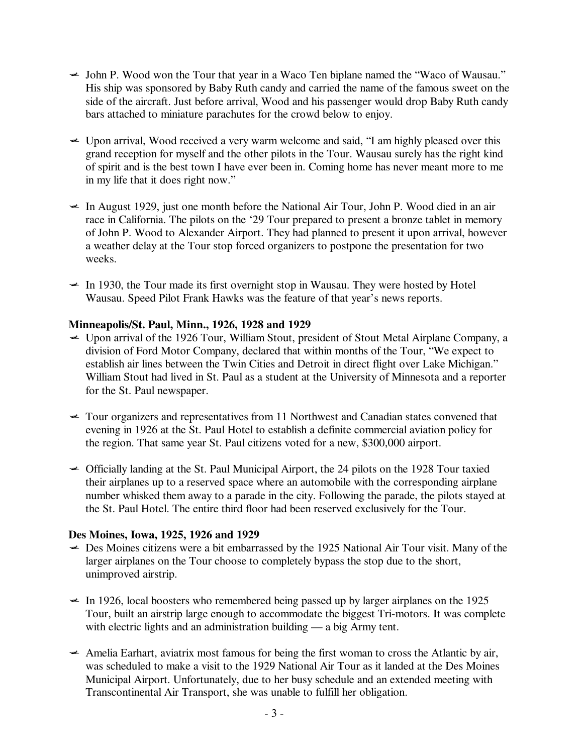- John P. Wood won the Tour that year in a Waco Ten biplane named the "Waco of Wausau." His ship was sponsored by Baby Ruth candy and carried the name of the famous sweet on the side of the aircraft. Just before arrival, Wood and his passenger would drop Baby Ruth candy bars attached to miniature parachutes for the crowd below to enjoy.

- Upon arrival, Wood received a very warm welcome and said, "I am highly pleased over this grand reception for myself and the other pilots in the Tour. Wausau surely has the right kind of spirit and is the best town I have ever been in. Coming home has never meant more to me in my life that it does right now."

- In August 1929, just one month before the National Air Tour, John P. Wood died in an air race in California. The pilots on the '29 Tour prepared to present a bronze tablet in memory of John P. Wood to Alexander Airport. They had planned to present it upon arrival, however a weather delay at the Tour stop forced organizers to postpone the presentation for two weeks.

- In 1930, the Tour made its first overnight stop in Wausau. They were hosted by Hotel Wausau. Speed Pilot Frank Hawks was the feature of that year's news reports.

**Minneapolis/St. Paul, Minn., 1926, 1928 and 1929**

- Upon arrival of the 1926 Tour, William Stout, president of Stout Metal Airplane Company, a division of Ford Motor Company, declared that within months of the Tour, "We expect to establish air lines between the Twin Cities and Detroit in direct flight over Lake Michigan." William Stout had lived in St. Paul as a student at the University of Minnesota and a reporter for the St. Paul newspaper.

- Tour organizers and representatives from 11 Northwest and Canadian states convened that evening in 1926 at the St. Paul Hotel to establish a definite commercial aviation policy for the region. That same year St. Paul citizens voted for a new, $300,000 airport.

- Officially landing at the St. Paul Municipal Airport, the 24 pilots on the 1928 Tour taxied their airplanes up to a reserved space where an automobile with the corresponding airplane number whisked them away to a parade in the city. Following the parade, the pilots stayed at the St. Paul Hotel. The entire third floor had been reserved exclusively for the Tour.

**Des Moines, Iowa, 1925, 1926 and 1929**

- Des Moines citizens were a bit embarrassed by the 1925 National Air Tour visit. Many of the larger airplanes on the Tour choose to completely bypass the stop due to the short, unimproved airstrip.

- In 1926, local boosters who remembered being passed up by larger airplanes on the 1925 Tour, built an airstrip large enough to accommodate the biggest Tri-motors. It was complete with electric lights and an administration building — a big Army tent.

- Amelia Earhart, aviatrix most famous for being the first woman to cross the Atlantic by air, was scheduled to make a visit to the 1929 National Air Tour as it landed at the Des Moines Municipal Airport. Unfortunately, due to her busy schedule and an extended meeting with Transcontinental Air Transport, she was unable to fulfill her obligation.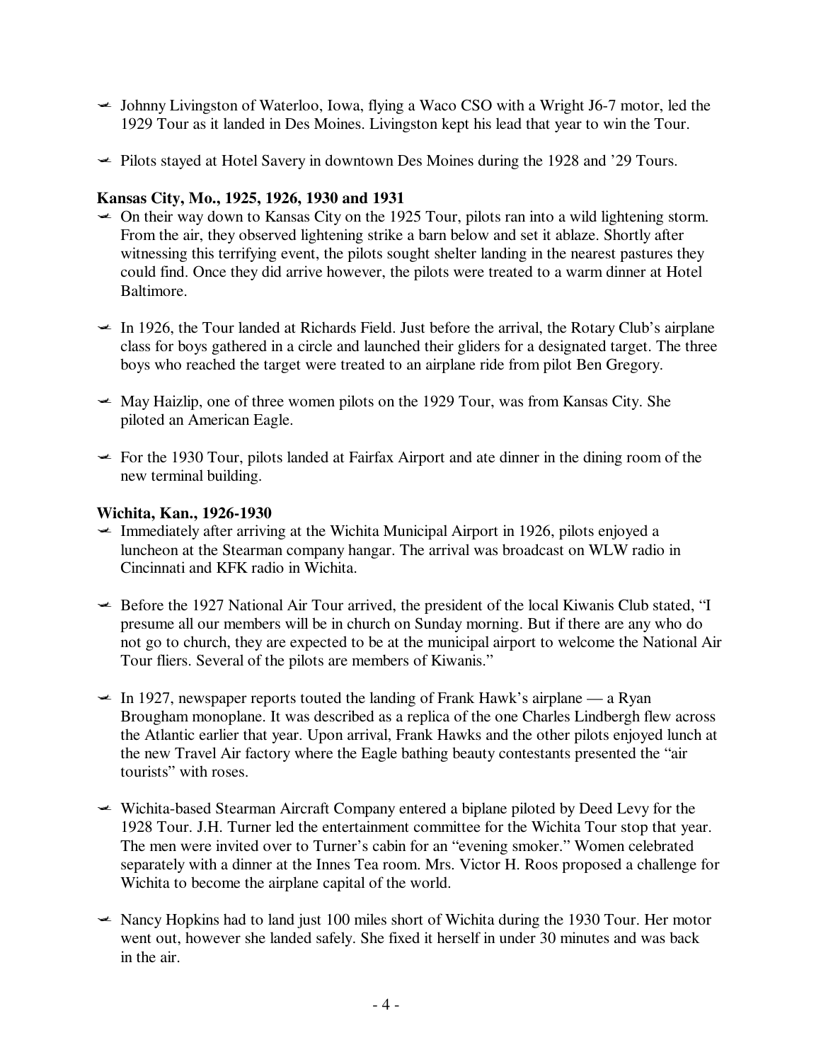- Johnny Livingston of Waterloo, Iowa, flying a Waco CSO with a Wright J6-7 motor, led the 1929 Tour as it landed in Des Moines. Livingston kept his lead that year to win the Tour.

- Pilots stayed at Hotel Savery in downtown Des Moines during the 1928 and '29 Tours.

**Kansas City, Mo., 1925, 1926, 1930 and 1931**

- On their way down to Kansas City on the 1925 Tour, pilots ran into a wild lightening storm. From the air, they observed lightening strike a barn below and set it ablaze. Shortly after witnessing this terrifying event, the pilots sought shelter landing in the nearest pastures they could find. Once they did arrive however, the pilots were treated to a warm dinner at Hotel Baltimore.

- In 1926, the Tour landed at Richards Field. Just before the arrival, the Rotary Club's airplane class for boys gathered in a circle and launched their gliders for a designated target. The three boys who reached the target were treated to an airplane ride from pilot Ben Gregory.

- May Haizlip, one of three women pilots on the 1929 Tour, was from Kansas City. She piloted an American Eagle.

- For the 1930 Tour, pilots landed at Fairfax Airport and ate dinner in the dining room of the new terminal building.

**Wichita, Kan., 1926-1930**

- Immediately after arriving at the Wichita Municipal Airport in 1926, pilots enjoyed a luncheon at the Stearman company hangar. The arrival was broadcast on WLW radio in Cincinnati and KFK radio in Wichita.

- Before the 1927 National Air Tour arrived, the president of the local Kiwanis Club stated, "I presume all our members will be in church on Sunday morning. But if there are any who do not go to church, they are expected to be at the municipal airport to welcome the National Air Tour fliers. Several of the pilots are members of Kiwanis."

- In 1927, newspaper reports touted the landing of Frank Hawk's airplane — a Ryan Brougham monoplane. It was described as a replica of the one Charles Lindbergh flew across the Atlantic earlier that year. Upon arrival, Frank Hawks and the other pilots enjoyed lunch at the new Travel Air factory where the Eagle bathing beauty contestants presented the "air tourists" with roses.

- Wichita-based Stearman Aircraft Company entered a biplane piloted by Deed Levy for the 1928 Tour. J.H. Turner led the entertainment committee for the Wichita Tour stop that year. The men were invited over to Turner's cabin for an "evening smoker." Women celebrated separately with a dinner at the Innes Tea room. Mrs. Victor H. Roos proposed a challenge for Wichita to become the airplane capital of the world.

- Nancy Hopkins had to land just 100 miles short of Wichita during the 1930 Tour. Her motor went out, however she landed safely. She fixed it herself in under 30 minutes and was back in the air.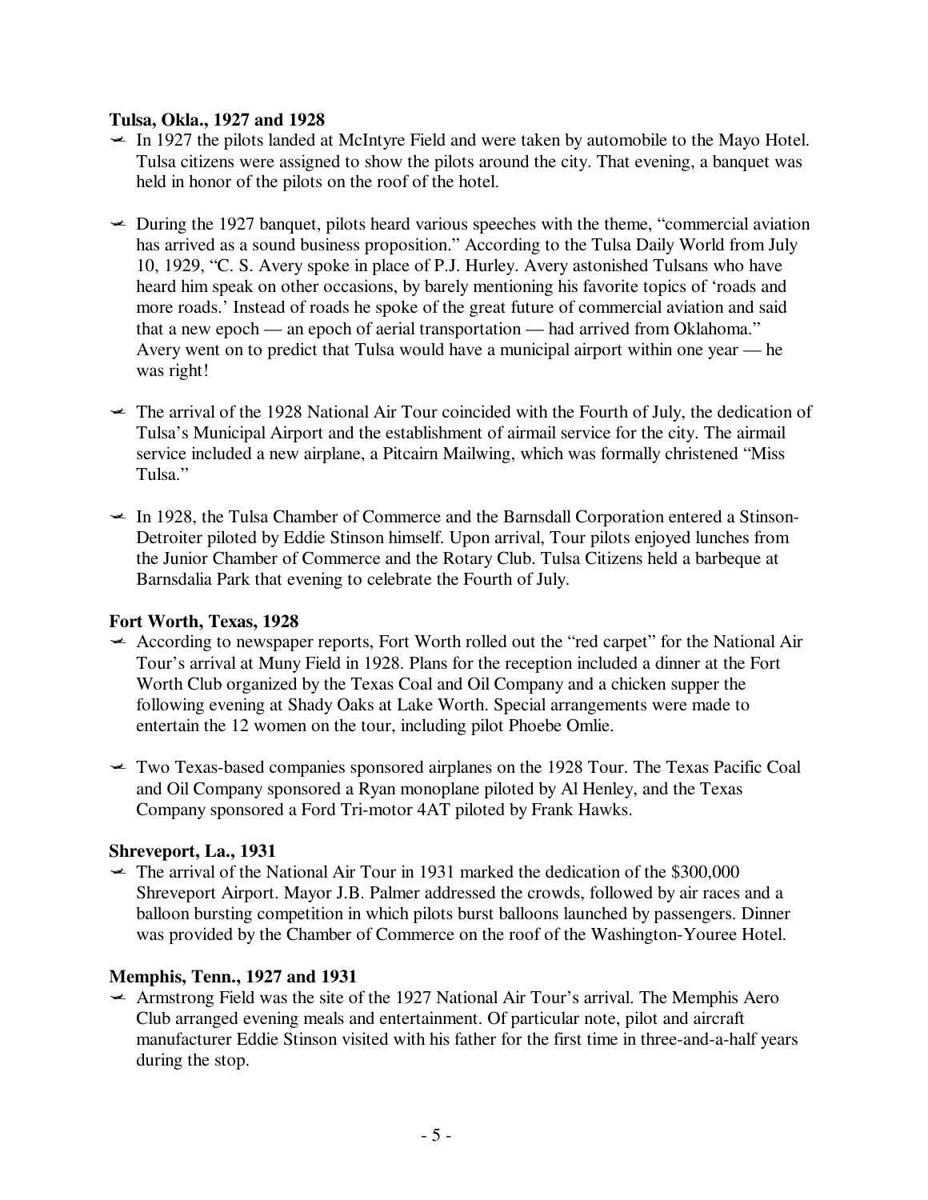**Tulsa, Okla., 1927 and 1928**

- In 1927 the pilots landed at McIntyre Field and were taken by automobile to the Mayo Hotel. Tulsa citizens were assigned to show the pilots around the city. That evening, a banquet was held in honor of the pilots on the roof of the hotel.
- During the 1927 banquet, pilots heard various speeches with the theme, "commercial aviation has arrived as a sound business proposition." According to the Tulsa Daily World from July 10, 1929, "C. S. Avery spoke in place of P.J. Hurley. Avery astonished Tulsans who have heard him speak on other occasions, by barely mentioning his favorite topics of 'roads and more roads.' Instead of roads he spoke of the great future of commercial aviation and said that a new epoch — an epoch of aerial transportation — had arrived from Oklahoma." Avery went on to predict that Tulsa would have a municipal airport within one year — he was right!
- The arrival of the 1928 National Air Tour coincided with the Fourth of July, the dedication of Tulsa's Municipal Airport and the establishment of airmail service for the city. The airmail service included a new airplane, a Pitcairn Mailwing, which was formally christened "Miss Tulsa."
- In 1928, the Tulsa Chamber of Commerce and the Barnsdall Corporation entered a Stinson-Detroiter piloted by Eddie Stinson himself. Upon arrival, Tour pilots enjoyed lunches from the Junior Chamber of Commerce and the Rotary Club. Tulsa Citizens held a barbeque at Barnsdalia Park that evening to celebrate the Fourth of July.

**Fort Worth, Texas, 1928**

- According to newspaper reports, Fort Worth rolled out the "red carpet" for the National Air Tour's arrival at Muny Field in 1928. Plans for the reception included a dinner at the Fort Worth Club organized by the Texas Coal and Oil Company and a chicken supper the following evening at Shady Oaks at Lake Worth. Special arrangements were made to entertain the 12 women on the tour, including pilot Phoebe Omlie.
- Two Texas-based companies sponsored airplanes on the 1928 Tour. The Texas Pacific Coal and Oil Company sponsored a Ryan monoplane piloted by Al Henley, and the Texas Company sponsored a Ford Tri-motor 4AT piloted by Frank Hawks.

**Shreveport, La., 1931**

- The arrival of the National Air Tour in 1931 marked the dedication of the $300,000 Shreveport Airport. Mayor J.B. Palmer addressed the crowds, followed by air races and a balloon bursting competition in which pilots burst balloons launched by passengers. Dinner was provided by the Chamber of Commerce on the roof of the Washington-Youree Hotel.

**Memphis, Tenn., 1927 and 1931**

- Armstrong Field was the site of the 1927 National Air Tour's arrival. The Memphis Aero Club arranged evening meals and entertainment. Of particular note, pilot and aircraft manufacturer Eddie Stinson visited with his father for the first time in three-and-a-half years during the stop.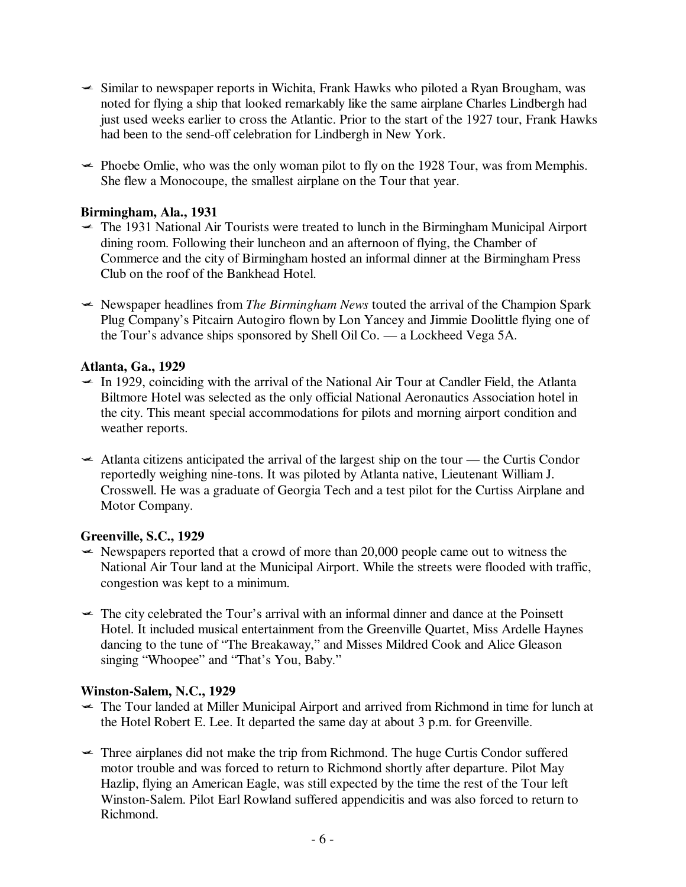- Similar to newspaper reports in Wichita, Frank Hawks who piloted a Ryan Brougham, was noted for flying a ship that looked remarkably like the same airplane Charles Lindbergh had just used weeks earlier to cross the Atlantic. Prior to the start of the 1927 tour, Frank Hawks had been to the send-off celebration for Lindbergh in New York.

- Phoebe Omlie, who was the only woman pilot to fly on the 1928 Tour, was from Memphis. She flew a Monocoupe, the smallest airplane on the Tour that year.

**Birmingham, Ala., 1931**

- The 1931 National Air Tourists were treated to lunch in the Birmingham Municipal Airport dining room. Following their luncheon and an afternoon of flying, the Chamber of Commerce and the city of Birmingham hosted an informal dinner at the Birmingham Press Club on the roof of the Bankhead Hotel.

- Newspaper headlines from *The Birmingham News* touted the arrival of the Champion Spark Plug Company's Pitcairn Autogiro flown by Lon Yancey and Jimmie Doolittle flying one of the Tour's advance ships sponsored by Shell Oil Co. — a Lockheed Vega 5A.

**Atlanta, Ga., 1929**

- In 1929, coinciding with the arrival of the National Air Tour at Candler Field, the Atlanta Biltmore Hotel was selected as the only official National Aeronautics Association hotel in the city. This meant special accommodations for pilots and morning airport condition and weather reports.

- Atlanta citizens anticipated the arrival of the largest ship on the tour — the Curtis Condor reportedly weighing nine-tons. It was piloted by Atlanta native, Lieutenant William J. Crosswell. He was a graduate of Georgia Tech and a test pilot for the Curtiss Airplane and Motor Company.

**Greenville, S.C., 1929**

- Newspapers reported that a crowd of more than 20,000 people came out to witness the National Air Tour land at the Municipal Airport. While the streets were flooded with traffic, congestion was kept to a minimum.

- The city celebrated the Tour's arrival with an informal dinner and dance at the Poinsett Hotel. It included musical entertainment from the Greenville Quartet, Miss Ardelle Haynes dancing to the tune of "The Breakaway," and Misses Mildred Cook and Alice Gleason singing "Whoopee" and "That's You, Baby."

**Winston-Salem, N.C., 1929**

- The Tour landed at Miller Municipal Airport and arrived from Richmond in time for lunch at the Hotel Robert E. Lee. It departed the same day at about 3 p.m. for Greenville.

- Three airplanes did not make the trip from Richmond. The huge Curtis Condor suffered motor trouble and was forced to return to Richmond shortly after departure. Pilot May Hazlip, flying an American Eagle, was still expected by the time the rest of the Tour left Winston-Salem. Pilot Earl Rowland suffered appendicitis and was also forced to return to Richmond.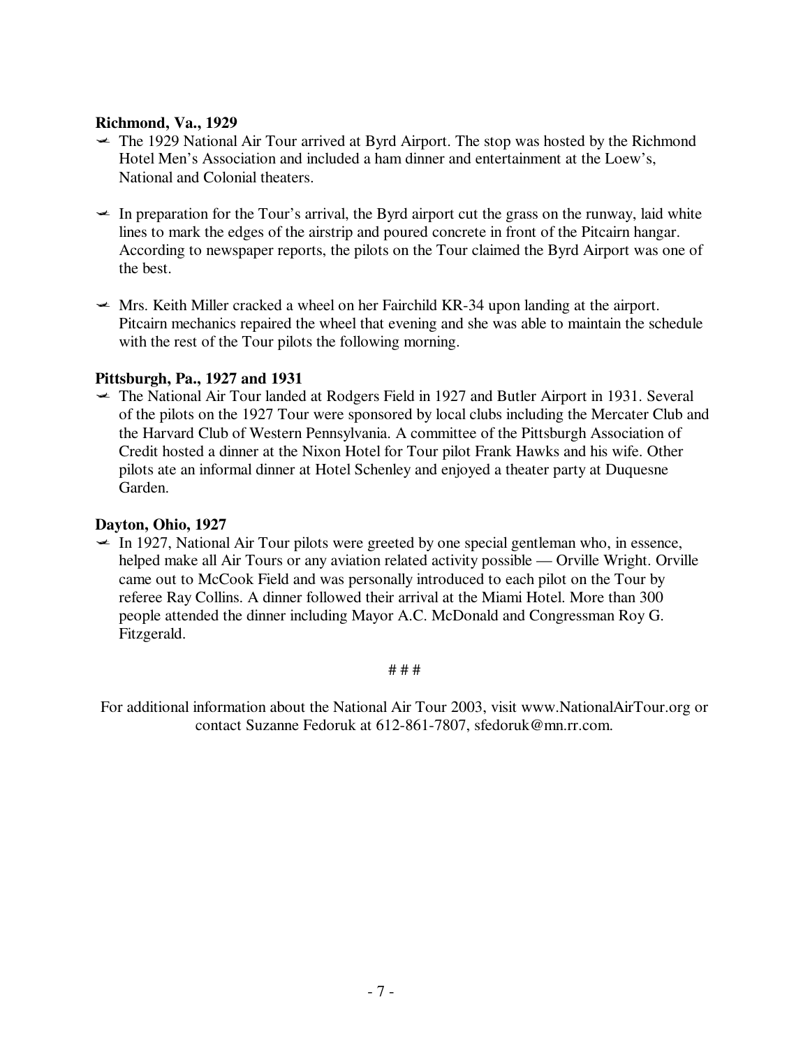**Richmond, Va., 1929**

- The 1929 National Air Tour arrived at Byrd Airport. The stop was hosted by the Richmond Hotel Men's Association and included a ham dinner and entertainment at the Loew's, National and Colonial theaters.

- In preparation for the Tour's arrival, the Byrd airport cut the grass on the runway, laid white lines to mark the edges of the airstrip and poured concrete in front of the Pitcairn hangar. According to newspaper reports, the pilots on the Tour claimed the Byrd Airport was one of the best.

- Mrs. Keith Miller cracked a wheel on her Fairchild KR-34 upon landing at the airport. Pitcairn mechanics repaired the wheel that evening and she was able to maintain the schedule with the rest of the Tour pilots the following morning.

**Pittsburgh, Pa., 1927 and 1931**

- The National Air Tour landed at Rodgers Field in 1927 and Butler Airport in 1931. Several of the pilots on the 1927 Tour were sponsored by local clubs including the Mercater Club and the Harvard Club of Western Pennsylvania. A committee of the Pittsburgh Association of Credit hosted a dinner at the Nixon Hotel for Tour pilot Frank Hawks and his wife. Other pilots ate an informal dinner at Hotel Schenley and enjoyed a theater party at Duquesne Garden.

**Dayton, Ohio, 1927**

- In 1927, National Air Tour pilots were greeted by one special gentleman who, in essence, helped make all Air Tours or any aviation related activity possible — Orville Wright. Orville came out to McCook Field and was personally introduced to each pilot on the Tour by referee Ray Collins. A dinner followed their arrival at the Miami Hotel. More than 300 people attended the dinner including Mayor A.C. McDonald and Congressman Roy G. Fitzgerald.

# # #

For additional information about the National Air Tour 2003, visit www.NationalAirTour.org or contact Suzanne Fedoruk at 612-861-7807, sfedoruk@mn.rr.com.